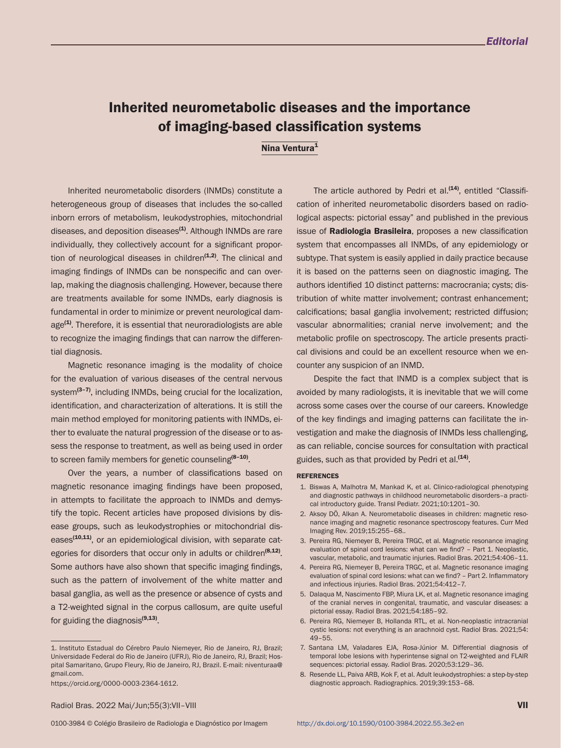*Editorial*

# Inherited neurometabolic diseases and the importance of imaging-based classification systems

**Nina Ventura**[1]

Inherited neurometabolic disorders (INMDs) constitute a heterogeneous group of diseases that includes the so-called inborn errors of metabolism, leukodystrophies, mitochondrial diseases, and deposition diseases[1]. Although INMDs are rare individually, they collectively account for a significant proportion of neurological diseases in children[1,2]. The clinical and imaging findings of INMDs can be nonspecific and can overlap, making the diagnosis challenging. However, because there are treatments available for some INMDs, early diagnosis is fundamental in order to minimize or prevent neurological damage[1]. Therefore, it is essential that neuroradiologists are able to recognize the imaging findings that can narrow the differential diagnosis.

Magnetic resonance imaging is the modality of choice for the evaluation of various diseases of the central nervous system[3–7], including INMDs, being crucial for the localization, identification, and characterization of alterations. It is still the main method employed for monitoring patients with INMDs, either to evaluate the natural progression of the disease or to assess the response to treatment, as well as being used in order to screen family members for genetic counseling[8–10].

Over the years, a number of classifications based on magnetic resonance imaging findings have been proposed, in attempts to facilitate the approach to INMDs and demystify the topic. Recent articles have proposed divisions by disease groups, such as leukodystrophies or mitochondrial diseases[10,11], or an epidemiological division, with separate categories for disorders that occur only in adults or children[8,12]. Some authors have also shown that specific imaging findings, such as the pattern of involvement of the white matter and basal ganglia, as well as the presence or absence of cysts and a T2-weighted signal in the corpus callosum, are quite useful for guiding the diagnosis[9,13].

The article authored by Pedri et al.[14], entitled "Classification of inherited neurometabolic disorders based on radiological aspects: pictorial essay" and published in the previous issue of **Radiologia Brasileira**, proposes a new classification system that encompasses all INMDs, of any epidemiology or subtype. That system is easily applied in daily practice because it is based on the patterns seen on diagnostic imaging. The authors identified 10 distinct patterns: macrocrania; cysts; distribution of white matter involvement; contrast enhancement; calcifications; basal ganglia involvement; restricted diffusion; vascular abnormalities; cranial nerve involvement; and the metabolic profile on spectroscopy. The article presents practical divisions and could be an excellent resource when we encounter any suspicion of an INMD.

Despite the fact that INMD is a complex subject that is avoided by many radiologists, it is inevitable that we will come across some cases over the course of our careers. Knowledge of the key findings and imaging patterns can facilitate the investigation and make the diagnosis of INMDs less challenging, as can reliable, concise sources for consultation with practical guides, such as that provided by Pedri et al.[14].

1. Instituto Estadual do Cérebro Paulo Niemeyer, Rio de Janeiro, RJ, Brazil; Universidade Federal do Rio de Janeiro (UFRJ), Rio de Janeiro, RJ, Brazil; Hospital Samaritano, Grupo Fleury, Rio de Janeiro, RJ, Brazil. E-mail: niventuraa@gmail.com.

https://orcid.org/0000-0003-2364-1612.

### REFERENCES

1. Biswas A, Malhotra M, Mankad K, et al. Clinico-radiological phenotyping and diagnostic pathways in childhood neurometabolic disorders–a practical introductory guide. Transl Pediatr. 2021;10:1201–30.
2. Aksoy DÖ, Alkan A. Neurometabolic diseases in children: magnetic resonance imaging and magnetic resonance spectroscopy features. Curr Med Imaging Rev. 2019;15:255–68..
3. Pereira RG, Niemeyer B, Pereira TRGC, et al. Magnetic resonance imaging evaluation of spinal cord lesions: what can we find? – Part 1. Neoplastic, vascular, metabolic, and traumatic injuries. Radiol Bras. 2021;54:406–11.
4. Pereira RG, Niemeyer B, Pereira TRGC, et al. Magnetic resonance imaging evaluation of spinal cord lesions: what can we find? – Part 2. Inflammatory and infectious injuries. Radiol Bras. 2021;54:412–7.
5. Dalaqua M, Nascimento FBP, Miura LK, et al. Magnetic resonance imaging of the cranial nerves in congenital, traumatic, and vascular diseases: a pictorial essay. Radiol Bras. 2021;54:185–92.
6. Pereira RG, Niemeyer B, Hollanda RTL, et al. Non-neoplastic intracranial cystic lesions: not everything is an arachnoid cyst. Radiol Bras. 2021;54:49–55.
7. Santana LM, Valadares EJA, Rosa-Júnior M. Differential diagnosis of temporal lobe lesions with hyperintense signal on T2-weighted and FLAIR sequences: pictorial essay. Radiol Bras. 2020;53:129–36.
8. Resende LL, Paiva ARB, Kok F, et al. Adult leukodystrophies: a step-by-step diagnostic approach. Radiographics. 2019;39:153–68.

0100-3984 © Colégio Brasileiro de Radiologia e Diagnóstico por Imagem

http://dx.doi.org/10.1590/0100-3984.2022.55.3e2-en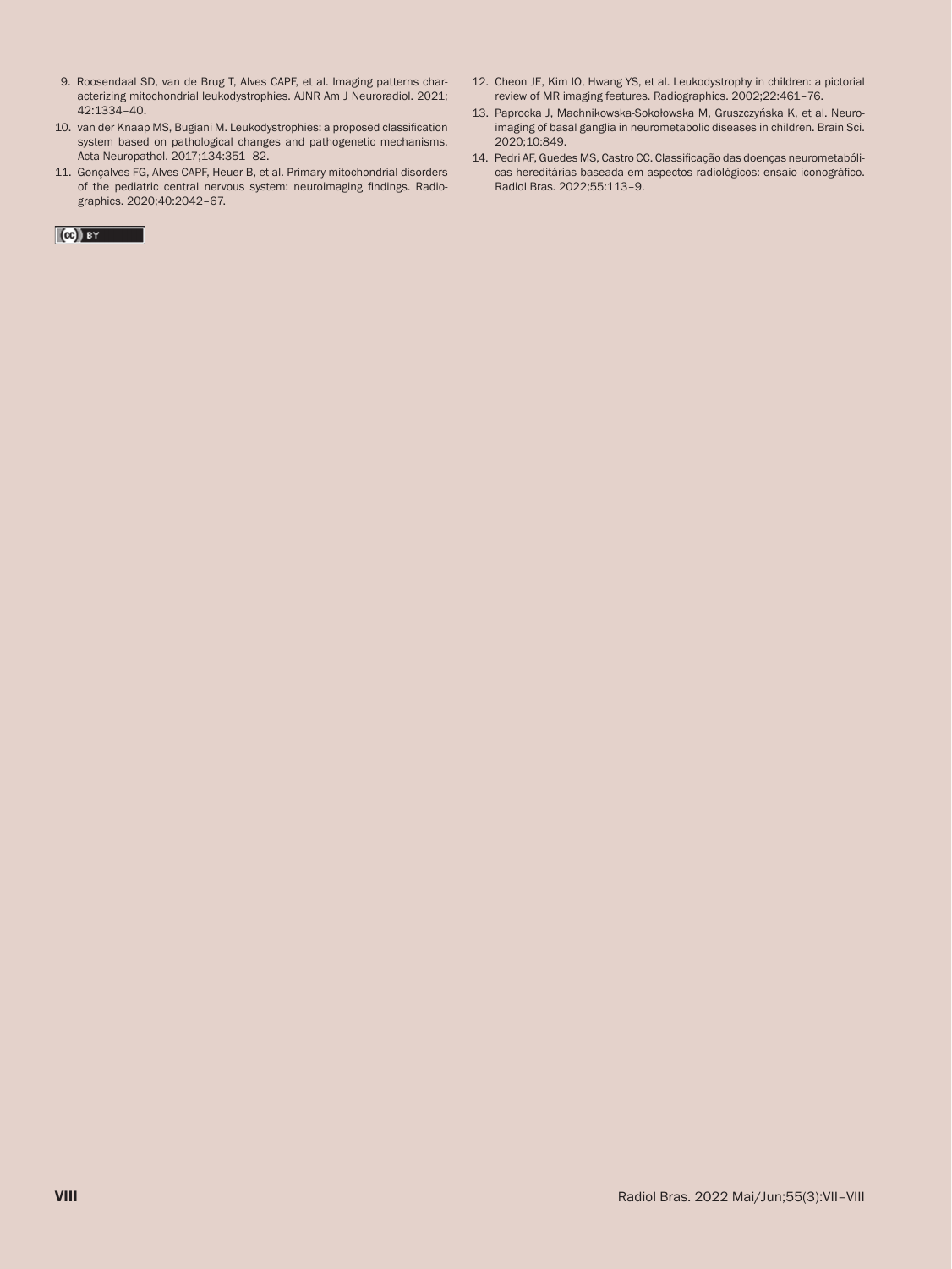9. Roosendaal SD, van de Brug T, Alves CAPF, et al. Imaging patterns characterizing mitochondrial leukodystrophies. AJNR Am J Neuroradiol. 2021; 42:1334–40.
10. van der Knaap MS, Bugiani M. Leukodystrophies: a proposed classification system based on pathological changes and pathogenetic mechanisms. Acta Neuropathol. 2017;134:351–82.
11. Gonçalves FG, Alves CAPF, Heuer B, et al. Primary mitochondrial disorders of the pediatric central nervous system: neuroimaging findings. Radiographics. 2020;40:2042–67.
12. Cheon JE, Kim IO, Hwang YS, et al. Leukodystrophy in children: a pictorial review of MR imaging features. Radiographics. 2002;22:461–76.
13. Paprocka J, Machnikowska-Sokołowska M, Gruszczyńska K, et al. Neuroimaging of basal ganglia in neurometabolic diseases in children. Brain Sci. 2020;10:849.
14. Pedri AF, Guedes MS, Castro CC. Classificação das doenças neurometabólicas hereditárias baseada em aspectos radiológicos: ensaio iconográfico. Radiol Bras. 2022;55:113–9.